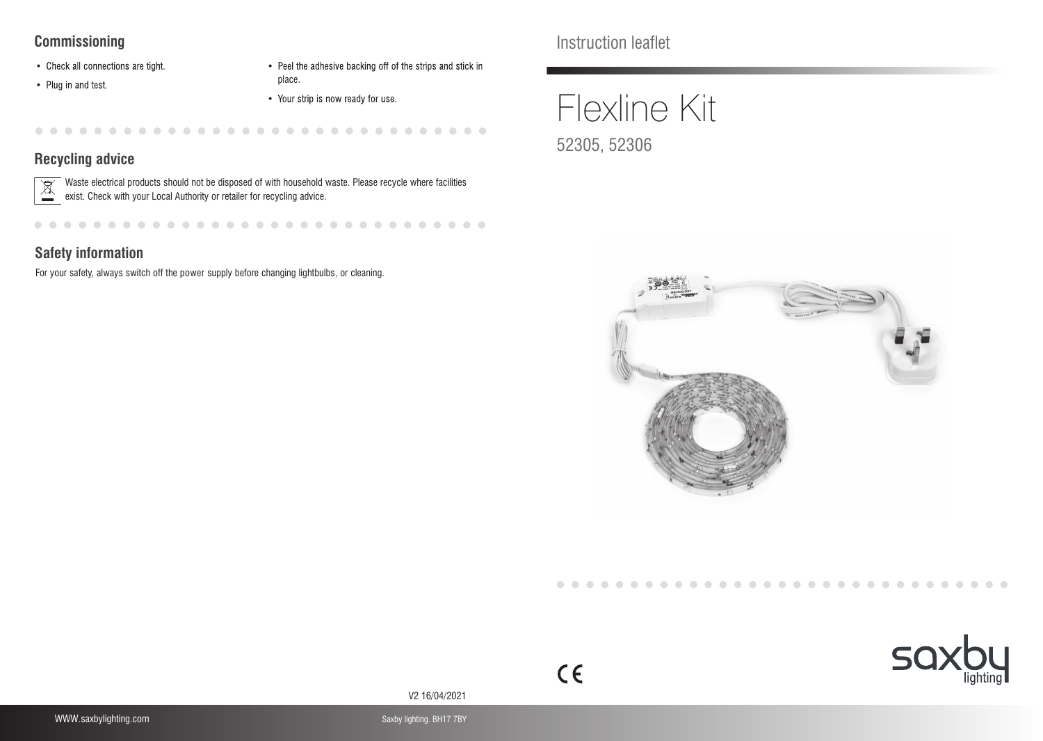Instruction leaflet

# Flexline Kit

52305, 52306

## Commissioning

- Check all connections are tight.
- Plug in and test.
- Peel the adhesive backing off of the strips and stick in place.
- Your strip is now ready for use.

## Recycling advice

Waste electrical products should not be disposed of with household waste. Please recycle where facilities exist. Check with your Local Authority or retailer for recycling advice.

## Safety information

For your safety, always switch off the power supply before changing lightbulbs, or cleaning.

V2 16/04/2021

WWW.saxbylighting.com

Saxby lighting. BH17 7BY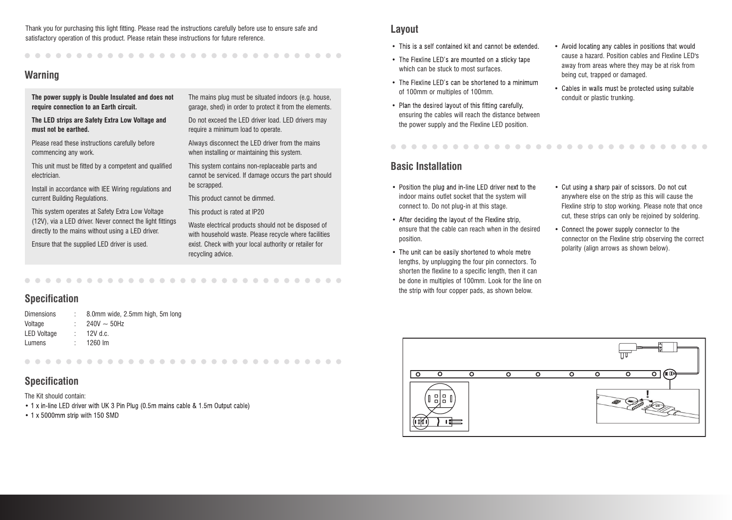Thank you for purchasing this light fitting. Please read the instructions carefully before use to ensure safe and satisfactory operation of this product. Please retain these instructions for future reference.

## Warning

**The power supply is Double Insulated and does not require connection to an Earth circuit.**

**The LED strips are Safety Extra Low Voltage and must not be earthed.**

Please read these instructions carefully before commencing any work.

This unit must be fitted by a competent and qualified electrician.

Install in accordance with IEE Wiring regulations and current Building Regulations.

This system operates at Safety Extra Low Voltage (12V), via a LED driver. Never connect the light fittings directly to the mains without using a LED driver.

Ensure that the supplied LED driver is used.

The mains plug must be situated indoors (e.g. house, garage, shed) in order to protect it from the elements.

Do not exceed the LED driver load. LED drivers may require a minimum load to operate.

Always disconnect the LED driver from the mains when installing or maintaining this system.

This system contains non-replaceable parts and cannot be serviced. If damage occurs the part should be scrapped.

This product cannot be dimmed.

This product is rated at IP20

Waste electrical products should not be disposed of with household waste. Please recycle where facilities exist. Check with your local authority or retailer for recycling advice.

## Specification

| | | |
|---|---|---|
| Dimensions | : | 8.0mm wide, 2.5mm high, 5m long |
| Voltage | : | 240V ~ 50Hz |
| LED Voltage | : | 12V d.c. |
| Lumens | : | 1260 lm |

## Specification

The Kit should contain:

- 1 x in-line LED driver with UK 3 Pin Plug (0.5m mains cable & 1.5m Output cable)
- 1 x 5000mm strip with 150 SMD

## Layout

- This is a self contained kit and cannot be extended.
- The Flexline LED's are mounted on a sticky tape which can be stuck to most surfaces.
- The Flexline LED's can be shortened to a minimum of 100mm or multiples of 100mm.
- Plan the desired layout of this fitting carefully, ensuring the cables will reach the distance between the power supply and the Flexline LED position.
- Avoid locating any cables in positions that would cause a hazard. Position cables and Flexline LED's away from areas where they may be at risk from being cut, trapped or damaged.
- Cables in walls must be protected using suitable conduit or plastic trunking.

## Basic Installation

- Position the plug and in-line LED driver next to the indoor mains outlet socket that the system will connect to. Do not plug-in at this stage.
- After deciding the layout of the Flexline strip, ensure that the cable can reach when in the desired position.
- The unit can be easily shortened to whole metre lengths, by unplugging the four pin connectors. To shorten the flexline to a specific length, then it can be done in multiples of 100mm. Look for the line on the strip with four copper pads, as shown below.
- Cut using a sharp pair of scissors. Do not cut anywhere else on the strip as this will cause the Flexline strip to stop working. Please note that once cut, these strips can only be rejoined by soldering.
- Connect the power supply connector to the connector on the Flexline strip observing the correct polarity (align arrows as shown below).